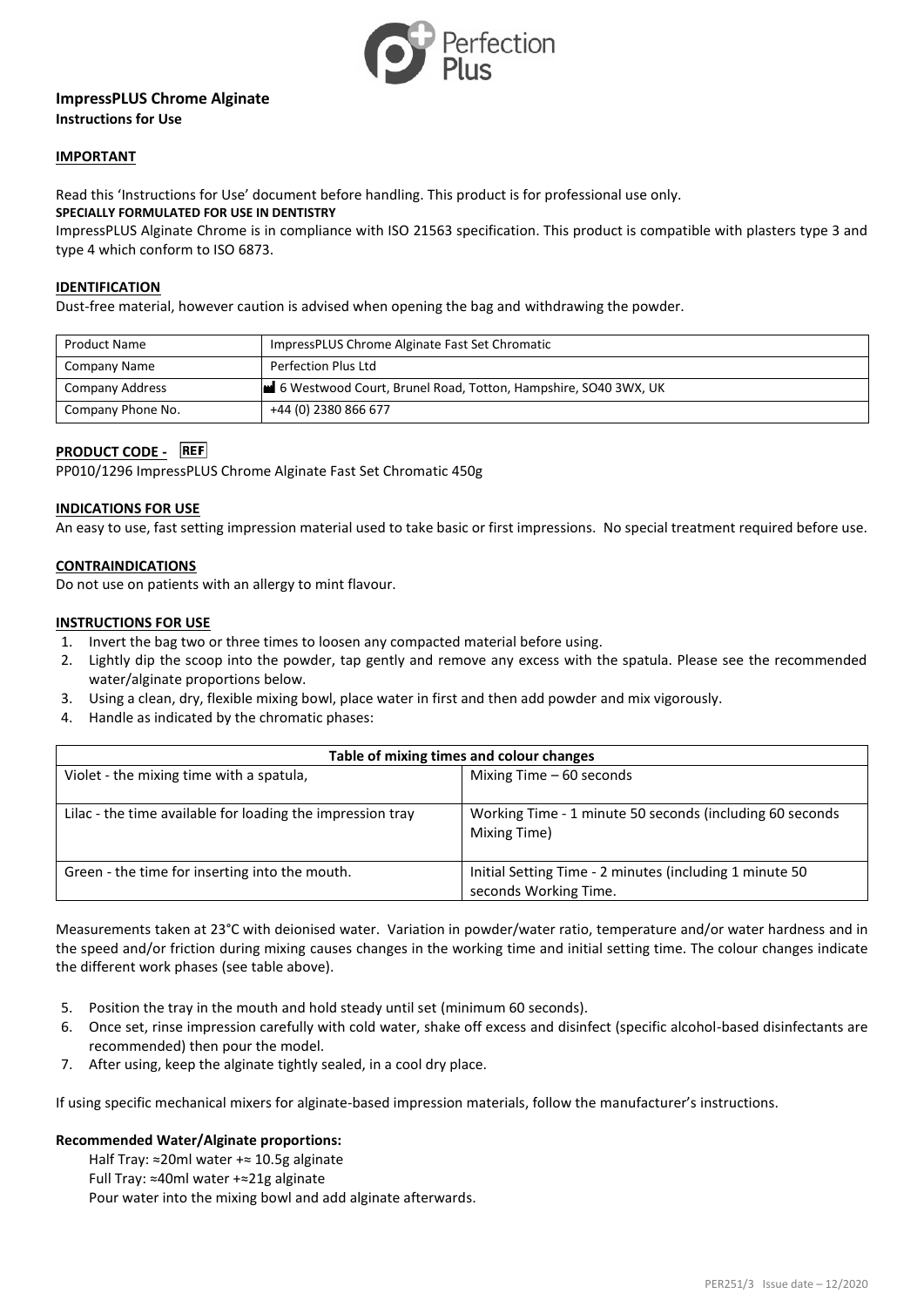Perfection Plus

# ImpressPLUS Chrome Alginate

**Instructions for Use**

## IMPORTANT

Read this 'Instructions for Use' document before handling. This product is for professional use only.

**SPECIALLY FORMULATED FOR USE IN DENTISTRY**

ImpressPLUS Alginate Chrome is in compliance with ISO 21563 specification. This product is compatible with plasters type 3 and type 4 which conform to ISO 6873.

## IDENTIFICATION

Dust-free material, however caution is advised when opening the bag and withdrawing the powder.

| Product Name | ImpressPLUS Chrome Alginate Fast Set Chromatic |
|---|---|
| Company Name | Perfection Plus Ltd |
| Company Address | 6 Westwood Court, Brunel Road, Totton, Hampshire, SO40 3WX, UK |
| Company Phone No. | +44 (0) 2380 866 677 |

## PRODUCT CODE - REF

PP010/1296 ImpressPLUS Chrome Alginate Fast Set Chromatic 450g

## INDICATIONS FOR USE

An easy to use, fast setting impression material used to take basic or first impressions. No special treatment required before use.

## CONTRAINDICATIONS

Do not use on patients with an allergy to mint flavour.

## INSTRUCTIONS FOR USE

1. Invert the bag two or three times to loosen any compacted material before using.
2. Lightly dip the scoop into the powder, tap gently and remove any excess with the spatula. Please see the recommended water/alginate proportions below.
3. Using a clean, dry, flexible mixing bowl, place water in first and then add powder and mix vigorously.
4. Handle as indicated by the chromatic phases:

| Table of mixing times and colour changes | |
|---|---|
| Violet - the mixing time with a spatula, | Mixing Time – 60 seconds |
| Lilac - the time available for loading the impression tray | Working Time - 1 minute 50 seconds (including 60 seconds Mixing Time) |
| Green - the time for inserting into the mouth. | Initial Setting Time - 2 minutes (including 1 minute 50 seconds Working Time. |

Measurements taken at 23°C with deionised water. Variation in powder/water ratio, temperature and/or water hardness and in the speed and/or friction during mixing causes changes in the working time and initial setting time. The colour changes indicate the different work phases (see table above).

5. Position the tray in the mouth and hold steady until set (minimum 60 seconds).
6. Once set, rinse impression carefully with cold water, shake off excess and disinfect (specific alcohol-based disinfectants are recommended) then pour the model.
7. After using, keep the alginate tightly sealed, in a cool dry place.

If using specific mechanical mixers for alginate-based impression materials, follow the manufacturer's instructions.

**Recommended Water/Alginate proportions:**

Half Tray: ≈20ml water +≈ 10.5g alginate

Full Tray: ≈40ml water +≈21g alginate

Pour water into the mixing bowl and add alginate afterwards.

PER251/3 Issue date – 12/2020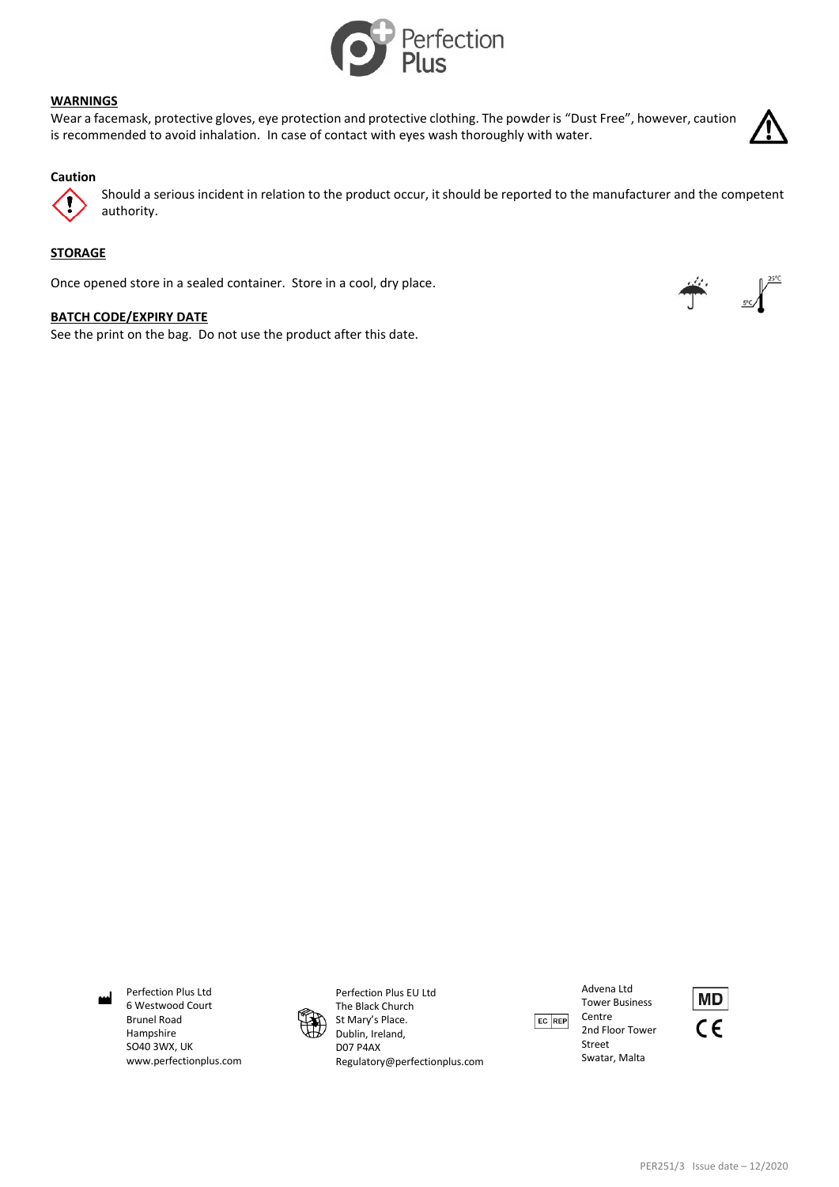Perfection Plus

## WARNINGS

Wear a facemask, protective gloves, eye protection and protective clothing. The powder is "Dust Free", however, caution is recommended to avoid inhalation. In case of contact with eyes wash thoroughly with water.

### Caution

Should a serious incident in relation to the product occur, it should be reported to the manufacturer and the competent authority.

## STORAGE

Once opened store in a sealed container. Store in a cool, dry place.

25°C

5°C

## BATCH CODE/EXPIRY DATE

See the print on the bag. Do not use the product after this date.

Perfection Plus Ltd
6 Westwood Court
Brunel Road
Hampshire
SO40 3WX, UK
www.perfectionplus.com

Perfection Plus EU Ltd
The Black Church
St Mary's Place.
Dublin, Ireland,
D07 P4AX
Regulatory@perfectionplus.com

EC REP

Advena Ltd
Tower Business Centre
2nd Floor Tower Street
Swatar, Malta

MD

CE

PER251/3 Issue date – 12/2020